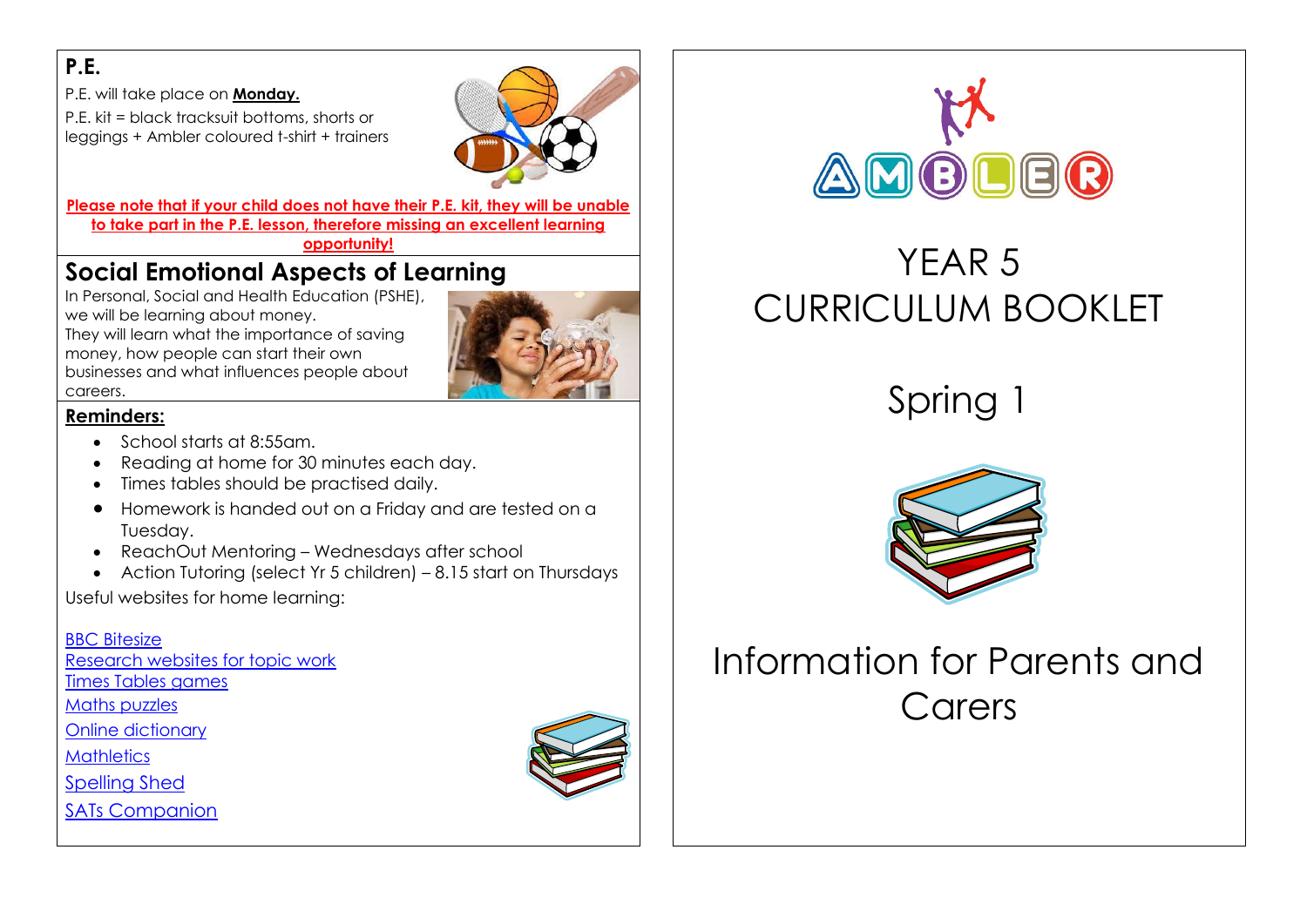## P.E.

P.E. will take place on **Monday.**

P.E. kit = black tracksuit bottoms, shorts or leggings + Ambler coloured t-shirt + trainers

**Please note that if your child does not have their P.E. kit, they will be unable to take part in the P.E. lesson, therefore missing an excellent learning opportunity!**

## Social Emotional Aspects of Learning

In Personal, Social and Health Education (PSHE), we will be learning about money.
They will learn what the importance of saving money, how people can start their own businesses and what influences people about careers.

**Reminders:**

- School starts at 8:55am.
- Reading at home for 30 minutes each day.
- Times tables should be practised daily.
- Homework is handed out on a Friday and are tested on a Tuesday.
- ReachOut Mentoring – Wednesdays after school
- Action Tutoring (select Yr 5 children) – 8.15 start on Thursdays

Useful websites for home learning:

BBC Bitesize
Research websites for topic work
Times Tables games
Maths puzzles
Online dictionary
Mathletics
Spelling Shed
SATs Companion

AMBLER

# YEAR 5 CURRICULUM BOOKLET

# Spring 1

# Information for Parents and Carers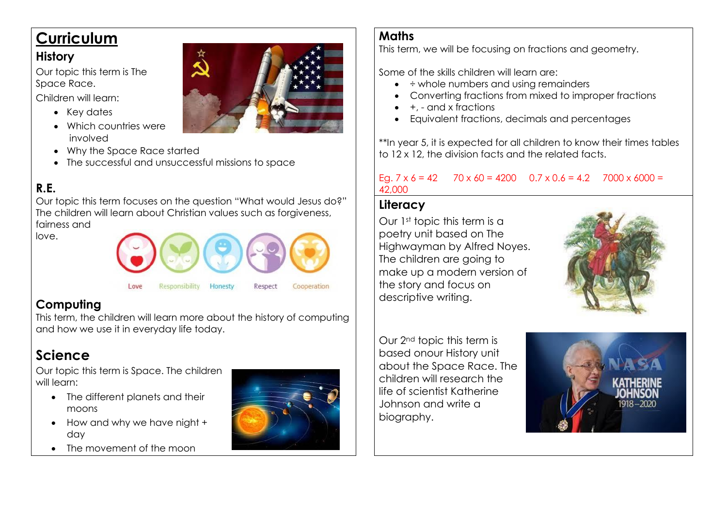# Curriculum

## History

Our topic this term is The Space Race.

Children will learn:

- Key dates
- Which countries were involved
- Why the Space Race started
- The successful and unsuccessful missions to space

## R.E.

Our topic this term focuses on the question "What would Jesus do?" The children will learn about Christian values such as forgiveness, fairness and love.

Love
Responsibility
Honesty
Respect
Cooperation

## Computing

This term, the children will learn more about the history of computing and how we use it in everyday life today.

## Science

Our topic this term is Space. The children will learn:

- The different planets and their moons
- How and why we have night + day
- The movement of the moon

## Maths

This term, we will be focusing on fractions and geometry.

Some of the skills children will learn are:

- ÷ whole numbers and using remainders
- Converting fractions from mixed to improper fractions
- +, - and x fractions
- Equivalent fractions, decimals and percentages

**In year 5, it is expected for all children to know their times tables to 12 x 12, the division facts and the related facts.

Eg. 7 x 6 = 42  70 x 60 = 4200  0.7 x 0.6 = 4.2  7000 x 6000 = 42,000

## Literacy

Our 1st topic this term is a poetry unit based on The Highwayman by Alfred Noyes. The children are going to make up a modern version of the story and focus on descriptive writing.

Our 2nd topic this term is based onour History unit about the Space Race. The children will research the life of scientist Katherine Johnson and write a biography.

NASA
KATHERINE JOHNSON
1918–2020